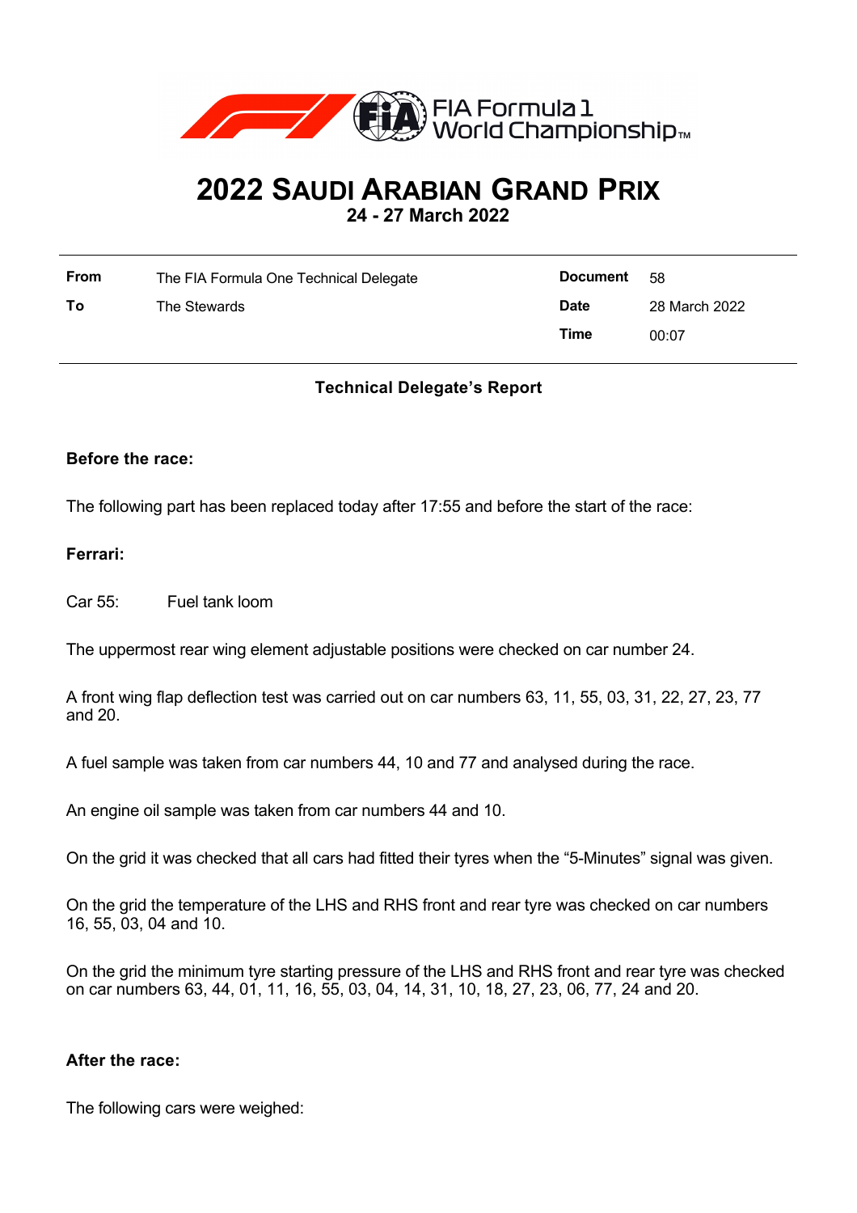FIA Formula 1 World Championship™

# 2022 Saudi Arabian Grand Prix

**24 - 27 March 2022**

| | | | |
|---|---|---|---|
| **From** | The FIA Formula One Technical Delegate | **Document** | 58 |
| **To** | The Stewards | **Date** | 28 March 2022 |
| | | **Time** | 00:07 |

### Technical Delegate's Report

**Before the race:**

The following part has been replaced today after 17:55 and before the start of the race:

**Ferrari:**

Car 55: Fuel tank loom

The uppermost rear wing element adjustable positions were checked on car number 24.

A front wing flap deflection test was carried out on car numbers 63, 11, 55, 03, 31, 22, 27, 23, 77 and 20.

A fuel sample was taken from car numbers 44, 10 and 77 and analysed during the race.

An engine oil sample was taken from car numbers 44 and 10.

On the grid it was checked that all cars had fitted their tyres when the "5-Minutes" signal was given.

On the grid the temperature of the LHS and RHS front and rear tyre was checked on car numbers 16, 55, 03, 04 and 10.

On the grid the minimum tyre starting pressure of the LHS and RHS front and rear tyre was checked on car numbers 63, 44, 01, 11, 16, 55, 03, 04, 14, 31, 10, 18, 27, 23, 06, 77, 24 and 20.

**After the race:**

The following cars were weighed: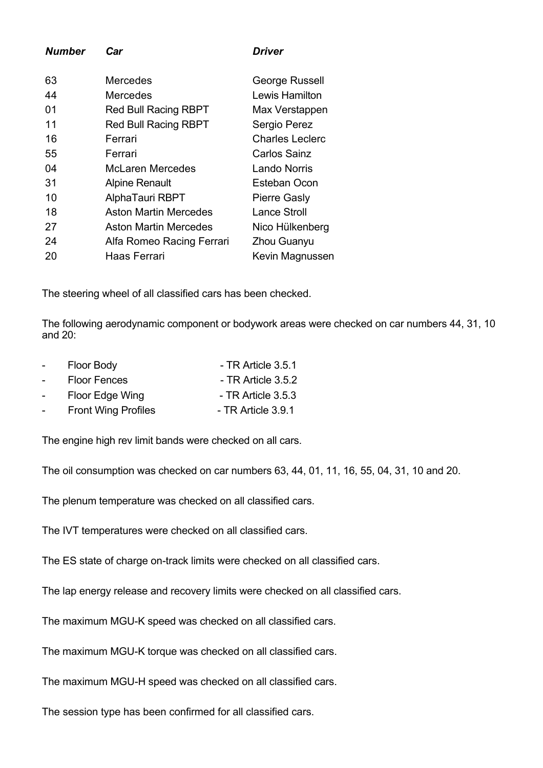| ***Number*** | ***Car*** | ***Driver*** |
|---|---|---|
| 63 | Mercedes | George Russell |
| 44 | Mercedes | Lewis Hamilton |
| 01 | Red Bull Racing RBPT | Max Verstappen |
| 11 | Red Bull Racing RBPT | Sergio Perez |
| 16 | Ferrari | Charles Leclerc |
| 55 | Ferrari | Carlos Sainz |
| 04 | McLaren Mercedes | Lando Norris |
| 31 | Alpine Renault | Esteban Ocon |
| 10 | AlphaTauri RBPT | Pierre Gasly |
| 18 | Aston Martin Mercedes | Lance Stroll |
| 27 | Aston Martin Mercedes | Nico Hülkenberg |
| 24 | Alfa Romeo Racing Ferrari | Zhou Guanyu |
| 20 | Haas Ferrari | Kevin Magnussen |

The steering wheel of all classified cars has been checked.

The following aerodynamic component or bodywork areas were checked on car numbers 44, 31, 10 and 20:

- Floor Body - TR Article 3.5.1
- Floor Fences - TR Article 3.5.2
- Floor Edge Wing - TR Article 3.5.3
- Front Wing Profiles - TR Article 3.9.1

The engine high rev limit bands were checked on all cars.

The oil consumption was checked on car numbers 63, 44, 01, 11, 16, 55, 04, 31, 10 and 20.

The plenum temperature was checked on all classified cars.

The IVT temperatures were checked on all classified cars.

The ES state of charge on-track limits were checked on all classified cars.

The lap energy release and recovery limits were checked on all classified cars.

The maximum MGU-K speed was checked on all classified cars.

The maximum MGU-K torque was checked on all classified cars.

The maximum MGU-H speed was checked on all classified cars.

The session type has been confirmed for all classified cars.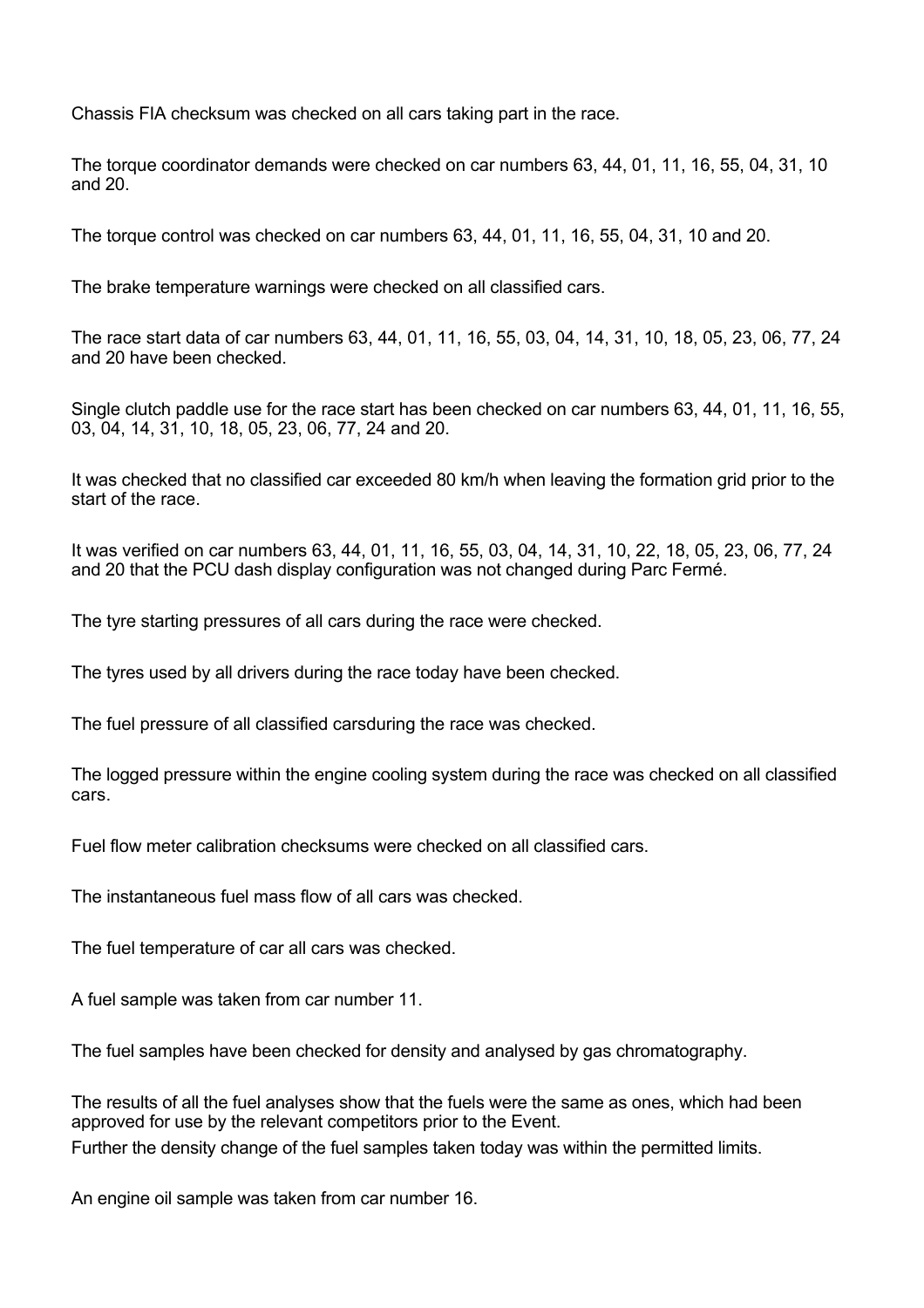Chassis FIA checksum was checked on all cars taking part in the race.

The torque coordinator demands were checked on car numbers 63, 44, 01, 11, 16, 55, 04, 31, 10 and 20.

The torque control was checked on car numbers 63, 44, 01, 11, 16, 55, 04, 31, 10 and 20.

The brake temperature warnings were checked on all classified cars.

The race start data of car numbers 63, 44, 01, 11, 16, 55, 03, 04, 14, 31, 10, 18, 05, 23, 06, 77, 24 and 20 have been checked.

Single clutch paddle use for the race start has been checked on car numbers 63, 44, 01, 11, 16, 55, 03, 04, 14, 31, 10, 18, 05, 23, 06, 77, 24 and 20.

It was checked that no classified car exceeded 80 km/h when leaving the formation grid prior to the start of the race.

It was verified on car numbers 63, 44, 01, 11, 16, 55, 03, 04, 14, 31, 10, 22, 18, 05, 23, 06, 77, 24 and 20 that the PCU dash display configuration was not changed during Parc Fermé.

The tyre starting pressures of all cars during the race were checked.

The tyres used by all drivers during the race today have been checked.

The fuel pressure of all classified carsduring the race was checked.

The logged pressure within the engine cooling system during the race was checked on all classified cars.

Fuel flow meter calibration checksums were checked on all classified cars.

The instantaneous fuel mass flow of all cars was checked.

The fuel temperature of car all cars was checked.

A fuel sample was taken from car number 11.

The fuel samples have been checked for density and analysed by gas chromatography.

The results of all the fuel analyses show that the fuels were the same as ones, which had been approved for use by the relevant competitors prior to the Event.
Further the density change of the fuel samples taken today was within the permitted limits.

An engine oil sample was taken from car number 16.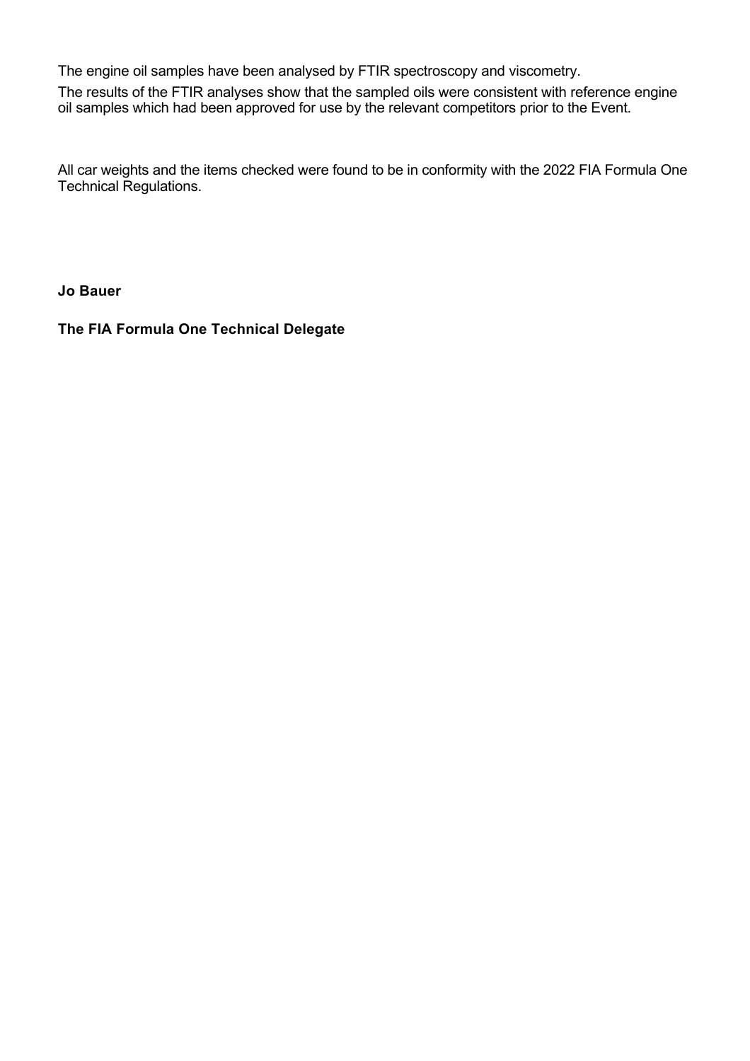The engine oil samples have been analysed by FTIR spectroscopy and viscometry.

The results of the FTIR analyses show that the sampled oils were consistent with reference engine oil samples which had been approved for use by the relevant competitors prior to the Event.

All car weights and the items checked were found to be in conformity with the 2022 FIA Formula One Technical Regulations.

**Jo Bauer**

**The FIA Formula One Technical Delegate**